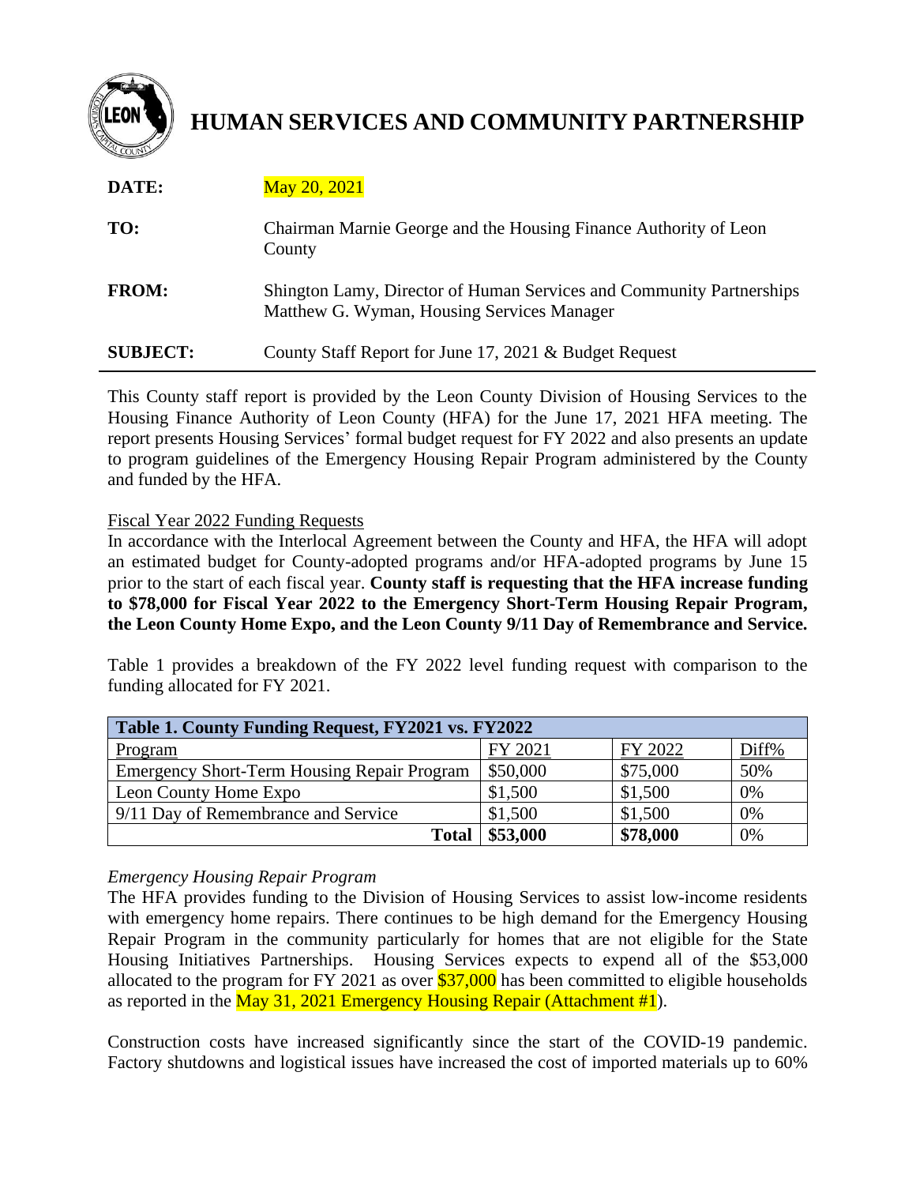# HUMAN SERVICES AND COMMUNITY PARTNERSHIP

**DATE:** May 20, 2021

**TO:** Chairman Marnie George and the Housing Finance Authority of Leon County

**FROM:** Shington Lamy, Director of Human Services and Community Partnerships
Matthew G. Wyman, Housing Services Manager

**SUBJECT:** County Staff Report for June 17, 2021 & Budget Request

---

This County staff report is provided by the Leon County Division of Housing Services to the Housing Finance Authority of Leon County (HFA) for the June 17, 2021 HFA meeting. The report presents Housing Services' formal budget request for FY 2022 and also presents an update to program guidelines of the Emergency Housing Repair Program administered by the County and funded by the HFA.

Fiscal Year 2022 Funding Requests

In accordance with the Interlocal Agreement between the County and HFA, the HFA will adopt an estimated budget for County-adopted programs and/or HFA-adopted programs by June 15 prior to the start of each fiscal year. **County staff is requesting that the HFA increase funding to $78,000 for Fiscal Year 2022 to the Emergency Short-Term Housing Repair Program, the Leon County Home Expo, and the Leon County 9/11 Day of Remembrance and Service.**

Table 1 provides a breakdown of the FY 2022 level funding request with comparison to the funding allocated for FY 2021.

| **Table 1. County Funding Request, FY2021 vs. FY2022** | | | |
|---|---|---|---|
| Program | FY 2021 | FY 2022 | Diff% |
| Emergency Short-Term Housing Repair Program | $50,000 | $75,000 | 50% |
| Leon County Home Expo | $1,500 | $1,500 | 0% |
| 9/11 Day of Remembrance and Service | $1,500 | $1,500 | 0% |
| **Total** | **$53,000** | **$78,000** | 0% |

*Emergency Housing Repair Program*

The HFA provides funding to the Division of Housing Services to assist low-income residents with emergency home repairs. There continues to be high demand for the Emergency Housing Repair Program in the community particularly for homes that are not eligible for the State Housing Initiatives Partnerships. Housing Services expects to expend all of the $53,000 allocated to the program for FY 2021 as over $37,000 has been committed to eligible households as reported in the May 31, 2021 Emergency Housing Repair (Attachment #1).

Construction costs have increased significantly since the start of the COVID-19 pandemic. Factory shutdowns and logistical issues have increased the cost of imported materials up to 60%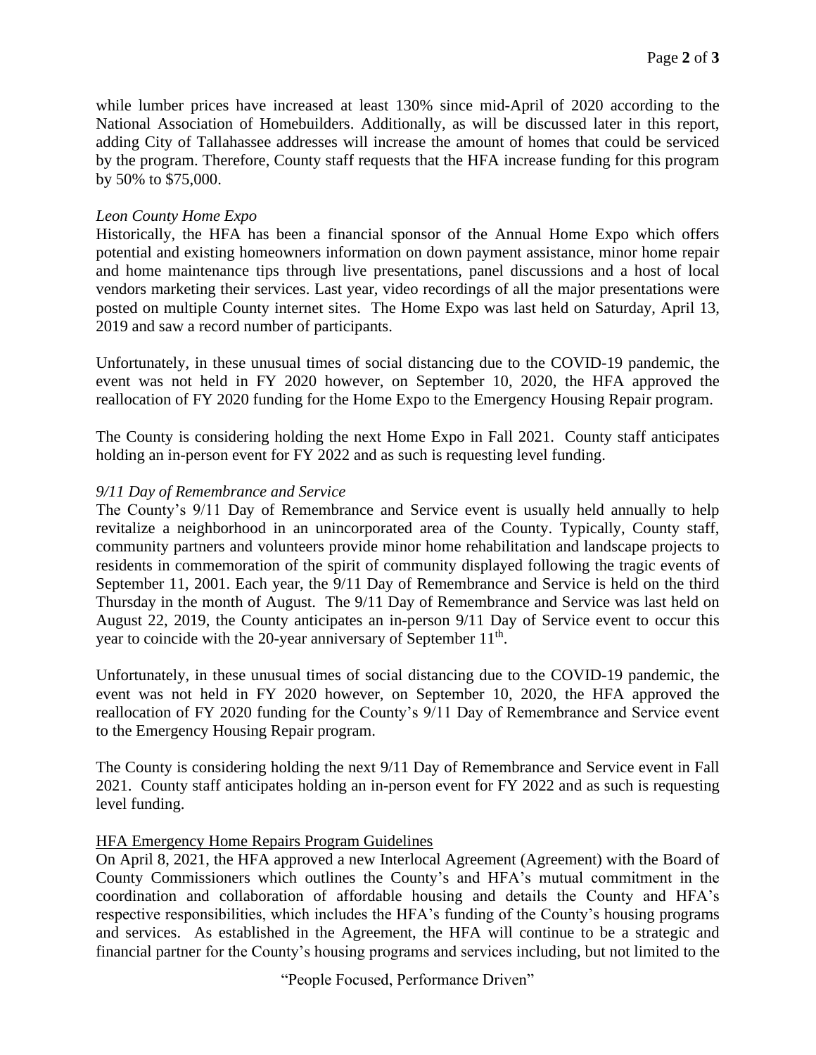while lumber prices have increased at least 130% since mid-April of 2020 according to the National Association of Homebuilders. Additionally, as will be discussed later in this report, adding City of Tallahassee addresses will increase the amount of homes that could be serviced by the program. Therefore, County staff requests that the HFA increase funding for this program by 50% to $75,000.

*Leon County Home Expo*

Historically, the HFA has been a financial sponsor of the Annual Home Expo which offers potential and existing homeowners information on down payment assistance, minor home repair and home maintenance tips through live presentations, panel discussions and a host of local vendors marketing their services. Last year, video recordings of all the major presentations were posted on multiple County internet sites. The Home Expo was last held on Saturday, April 13, 2019 and saw a record number of participants.

Unfortunately, in these unusual times of social distancing due to the COVID-19 pandemic, the event was not held in FY 2020 however, on September 10, 2020, the HFA approved the reallocation of FY 2020 funding for the Home Expo to the Emergency Housing Repair program.

The County is considering holding the next Home Expo in Fall 2021. County staff anticipates holding an in-person event for FY 2022 and as such is requesting level funding.

*9/11 Day of Remembrance and Service*

The County's 9/11 Day of Remembrance and Service event is usually held annually to help revitalize a neighborhood in an unincorporated area of the County. Typically, County staff, community partners and volunteers provide minor home rehabilitation and landscape projects to residents in commemoration of the spirit of community displayed following the tragic events of September 11, 2001. Each year, the 9/11 Day of Remembrance and Service is held on the third Thursday in the month of August. The 9/11 Day of Remembrance and Service was last held on August 22, 2019, the County anticipates an in-person 9/11 Day of Service event to occur this year to coincide with the 20-year anniversary of September 11th.

Unfortunately, in these unusual times of social distancing due to the COVID-19 pandemic, the event was not held in FY 2020 however, on September 10, 2020, the HFA approved the reallocation of FY 2020 funding for the County's 9/11 Day of Remembrance and Service event to the Emergency Housing Repair program.

The County is considering holding the next 9/11 Day of Remembrance and Service event in Fall 2021. County staff anticipates holding an in-person event for FY 2022 and as such is requesting level funding.

HFA Emergency Home Repairs Program Guidelines

On April 8, 2021, the HFA approved a new Interlocal Agreement (Agreement) with the Board of County Commissioners which outlines the County's and HFA's mutual commitment in the coordination and collaboration of affordable housing and details the County and HFA's respective responsibilities, which includes the HFA's funding of the County's housing programs and services. As established in the Agreement, the HFA will continue to be a strategic and financial partner for the County's housing programs and services including, but not limited to the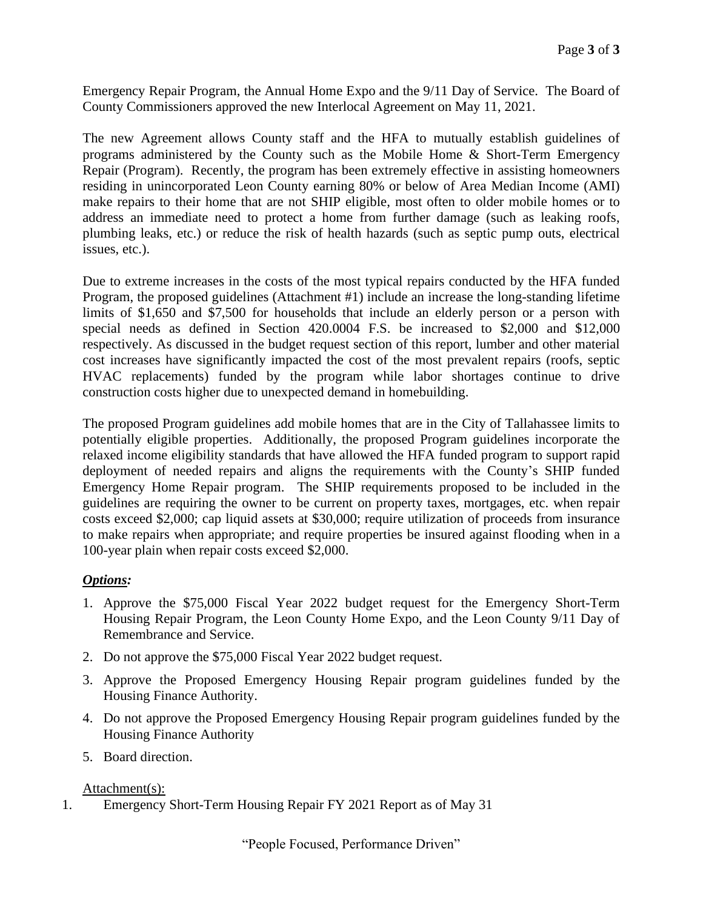Emergency Repair Program, the Annual Home Expo and the 9/11 Day of Service. The Board of County Commissioners approved the new Interlocal Agreement on May 11, 2021.

The new Agreement allows County staff and the HFA to mutually establish guidelines of programs administered by the County such as the Mobile Home & Short-Term Emergency Repair (Program). Recently, the program has been extremely effective in assisting homeowners residing in unincorporated Leon County earning 80% or below of Area Median Income (AMI) make repairs to their home that are not SHIP eligible, most often to older mobile homes or to address an immediate need to protect a home from further damage (such as leaking roofs, plumbing leaks, etc.) or reduce the risk of health hazards (such as septic pump outs, electrical issues, etc.).

Due to extreme increases in the costs of the most typical repairs conducted by the HFA funded Program, the proposed guidelines (Attachment #1) include an increase the long-standing lifetime limits of $1,650 and $7,500 for households that include an elderly person or a person with special needs as defined in Section 420.0004 F.S. be increased to $2,000 and $12,000 respectively. As discussed in the budget request section of this report, lumber and other material cost increases have significantly impacted the cost of the most prevalent repairs (roofs, septic HVAC replacements) funded by the program while labor shortages continue to drive construction costs higher due to unexpected demand in homebuilding.

The proposed Program guidelines add mobile homes that are in the City of Tallahassee limits to potentially eligible properties. Additionally, the proposed Program guidelines incorporate the relaxed income eligibility standards that have allowed the HFA funded program to support rapid deployment of needed repairs and aligns the requirements with the County's SHIP funded Emergency Home Repair program. The SHIP requirements proposed to be included in the guidelines are requiring the owner to be current on property taxes, mortgages, etc. when repair costs exceed $2,000; cap liquid assets at $30,000; require utilization of proceeds from insurance to make repairs when appropriate; and require properties be insured against flooding when in a 100-year plain when repair costs exceed $2,000.

***Options:***

1. Approve the $75,000 Fiscal Year 2022 budget request for the Emergency Short-Term Housing Repair Program, the Leon County Home Expo, and the Leon County 9/11 Day of Remembrance and Service.
2. Do not approve the $75,000 Fiscal Year 2022 budget request.
3. Approve the Proposed Emergency Housing Repair program guidelines funded by the Housing Finance Authority.
4. Do not approve the Proposed Emergency Housing Repair program guidelines funded by the Housing Finance Authority
5. Board direction.

Attachment(s):

1. Emergency Short-Term Housing Repair FY 2021 Report as of May 31

"People Focused, Performance Driven"